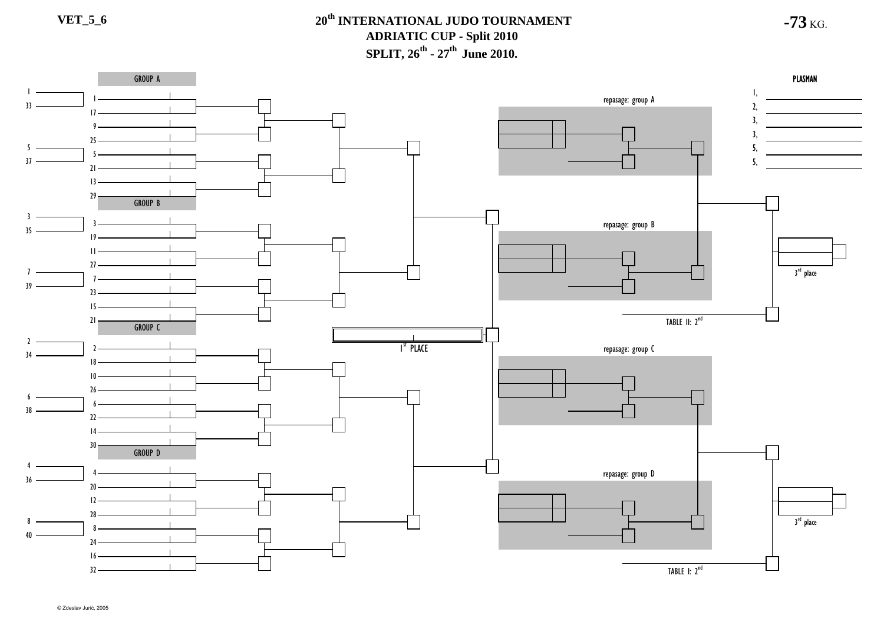VET_5_6

# 20th INTERNATIONAL JUDO TOURNAMENT

## ADRIATIC CUP - Split 2010

## SPLIT, 26th - 27th June 2010.

**-73** KG.

### GROUP A

1, 33, 5, 37

1, 17, 9, 25, 5, 21, 13, 29

### GROUP B

3, 35, 7, 39

3, 19, 11, 27, 7, 23, 15, 21

### GROUP C

2, 34, 6, 38

2, 18, 10, 26, 6, 22, 14, 30

### GROUP D

4, 36, 8, 40

4, 20, 12, 28, 8, 24, 16, 32

1st PLACE

repasage: group A

repasage: group B

repasage: group C

repasage: group D

TABLE II: 2nd

TABLE I: 2nd

3rd place

3rd place

### PLASMAN

1,
2,
3,
3,
5,
5,

© Zdeslav Jurić, 2005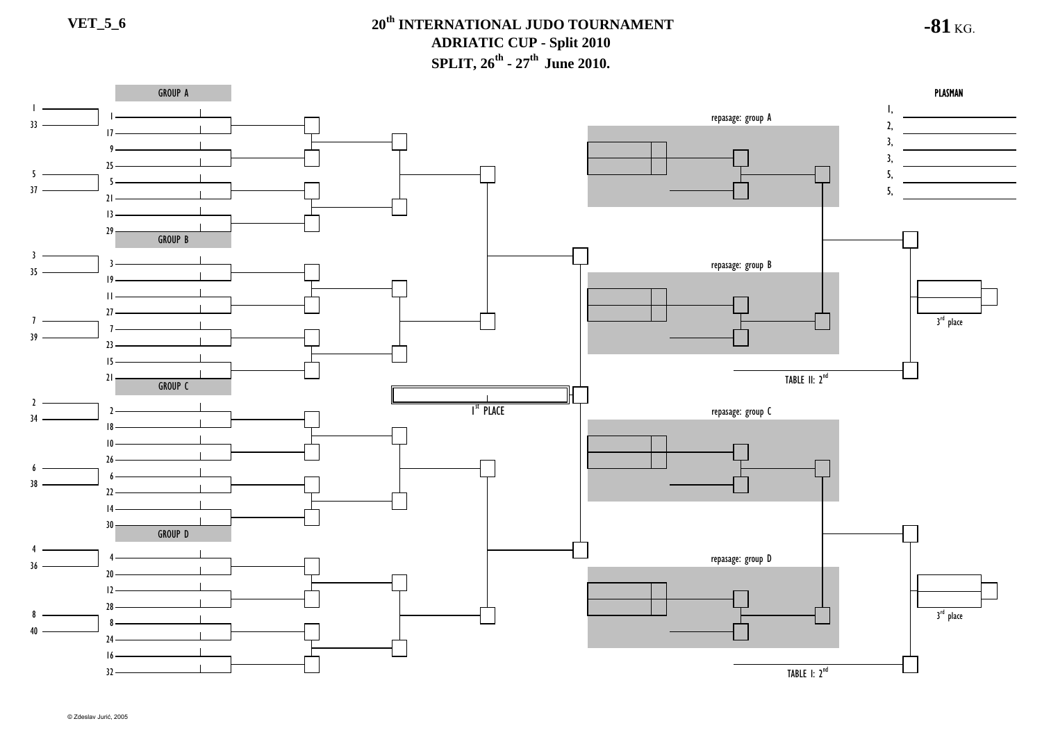VET_5_6

# 20th INTERNATIONAL JUDO TOURNAMENT

## ADRIATIC CUP - Split 2010

## SPLIT, 26th - 27th June 2010.

**-81** KG.

GROUP A

1
33
1
17
9
25
5
37
5
21
13
29

GROUP B

3
35
3
19
11
27
7
39
7
23
15
21

GROUP C

2
34
2
18
10
26
6
38
6
22
14
30

GROUP D

4
36
4
20
12
28
8
40
8
24
16
32

1st PLACE

repasage: group A

repasage: group B

repasage: group C

repasage: group D

TABLE II: 2nd

TABLE I: 2nd

3rd place

3rd place

**PLASMAN**

1,
2,
3,
3,
5,
5,

© Zdeslav Jurić, 2005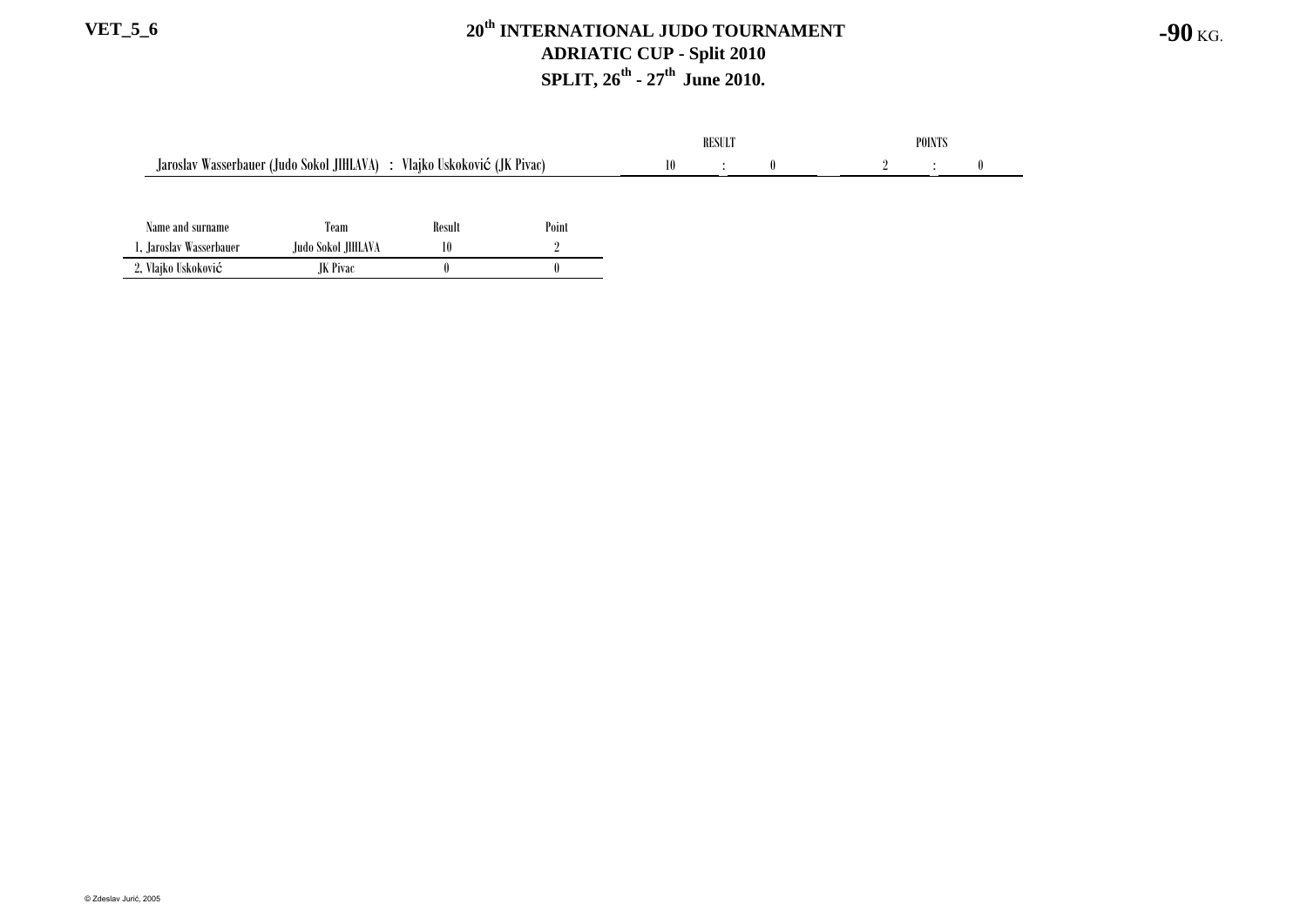VET_5_6

# 20th INTERNATIONAL JUDO TOURNAMENT
## ADRIATIC CUP - Split 2010
## SPLIT, 26th - 27th June 2010.

**-90** KG.

| | RESULT | | | POINTS | | |
|---|---|---|---|---|---|---|
| Jaroslav Wasserbauer (Judo Sokol JIHLAVA) : Vlajko Uskoković (JK Pivac) | 10 | : | 0 | 2 | : | 0 |

| Name and surname | Team | Result | Point |
|---|---|---|---|
| 1. Jaroslav Wasserbauer | Judo Sokol JIHLAVA | 10 | 2 |
| 2. Vlajko Uskoković | JK Pivac | 0 | 0 |

© Zdeslav Jurić, 2005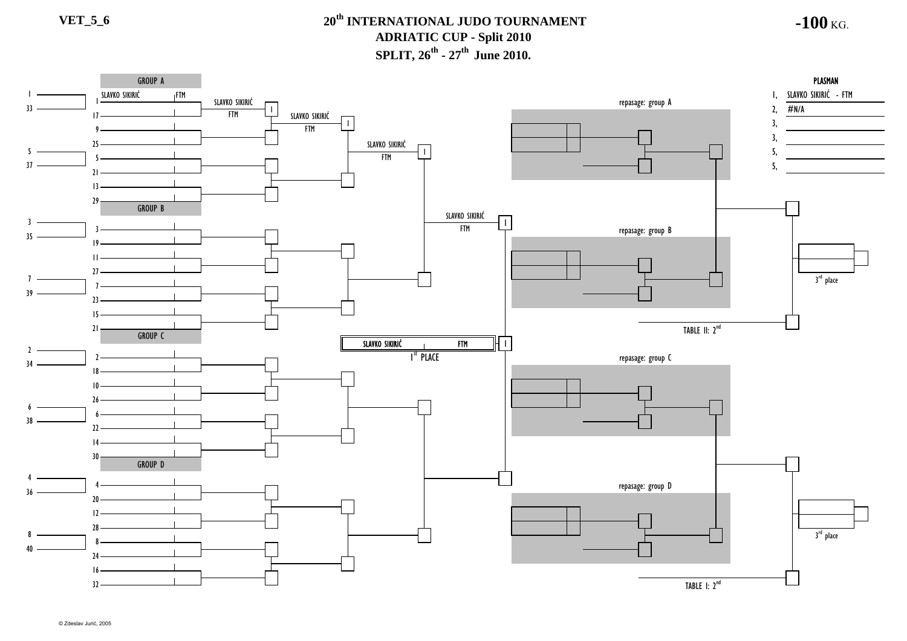VET_5_6

# 20th INTERNATIONAL JUDO TOURNAMENT

## ADRIATIC CUP - Split 2010

## SPLIT, 26th - 27th June 2010.

**-100 KG.**

### GROUP A

1 SLAVKO SIKIRIĆ FTM
33
17
9
25
5
37
21
13
29

SLAVKO SIKIRIĆ FTM — 1

SLAVKO SIKIRIĆ FTM — 1

SLAVKO SIKIRIĆ FTM — 1

SLAVKO SIKIRIĆ FTM — 1

### GROUP B

3
35
19
11
27
7
39
23
15
21

### GROUP C

2
34
18
10
26
6
38
22
14
30

### GROUP D

4
36
20
12
28
8
40
24
16
32

SLAVKO SIKIRIĆ FTM — 1

1st PLACE

repasage: group A

repasage: group B

repasage: group C

repasage: group D

3rd place

3rd place

TABLE II: 2nd

TABLE I: 2nd

**PLASMAN**

| | |
|---|---|
| 1, | SLAVKO SIKIRIĆ - FTM |
| 2, | #N/A |
| 3, | |
| 3, | |
| 5, | |
| 5, | |

© Zdeslav Jurić, 2005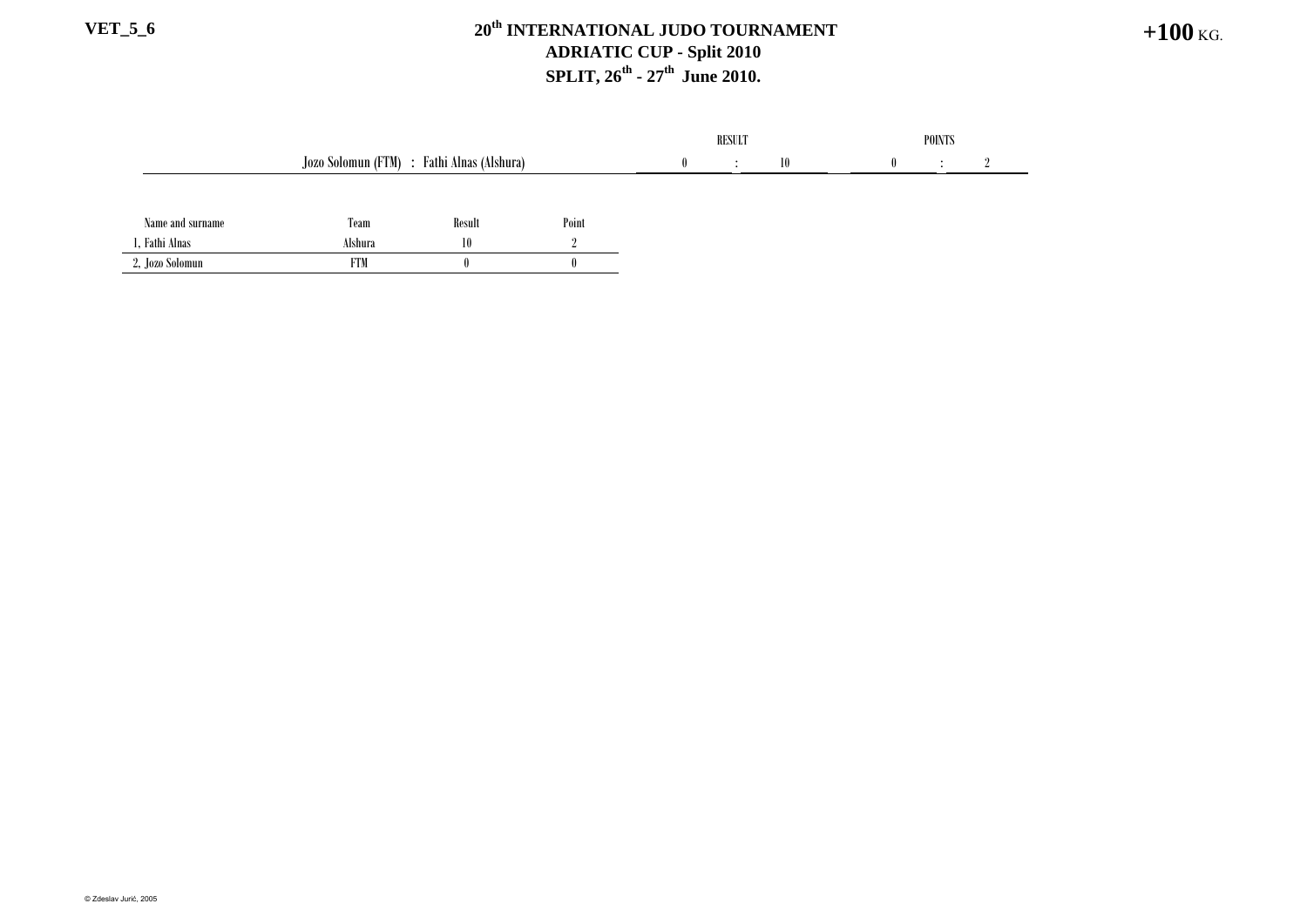VET_5_6

# 20th INTERNATIONAL JUDO TOURNAMENT
## ADRIATIC CUP - Split 2010
## SPLIT, 26th - 27th June 2010.

+100 KG.

| | RESULT | | | POINTS | | |
|---|---|---|---|---|---|---|
| Jozo Solomun (FTM) : Fathi Alnas (Alshura) | 0 | : | 10 | 0 | : | 2 |

| Name and surname | Team | Result | Point |
|---|---|---|---|
| 1. Fathi Alnas | Alshura | 10 | 2 |
| 2. Jozo Solomun | FTM | 0 | 0 |

© Zdeslav Jurić, 2005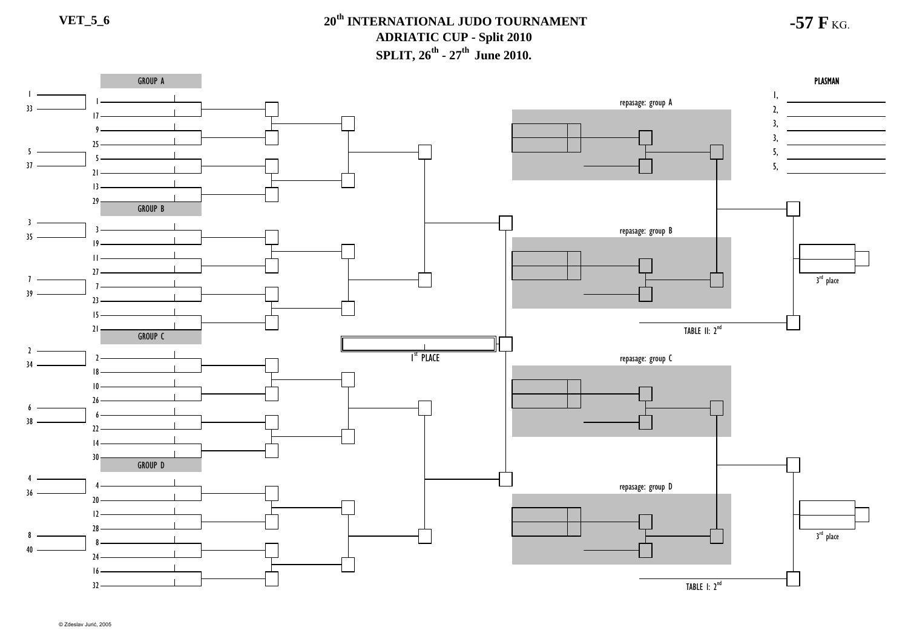VET_5_6

# 20th INTERNATIONAL JUDO TOURNAMENT
## ADRIATIC CUP - Split 2010
## SPLIT, 26th - 27th June 2010.

**-57 F** KG.

GROUP A

1
33
5
37

1
17
9
25
5
21
13
29

GROUP B

3
35
7
39

3
19
11
27
7
23
15
21

GROUP C

2
34
6
38

2
18
10
26
6
22
14
30

GROUP D

4
36
8
40

4
20
12
28
8
24
16
32

1st PLACE

repasage: group A

repasage: group B

repasage: group C

repasage: group D

TABLE II: 2nd

TABLE I: 2nd

3rd place

3rd place

**PLASMAN**

1,
2,
3,
3,
5,
5,

© Zdeslav Jurić, 2005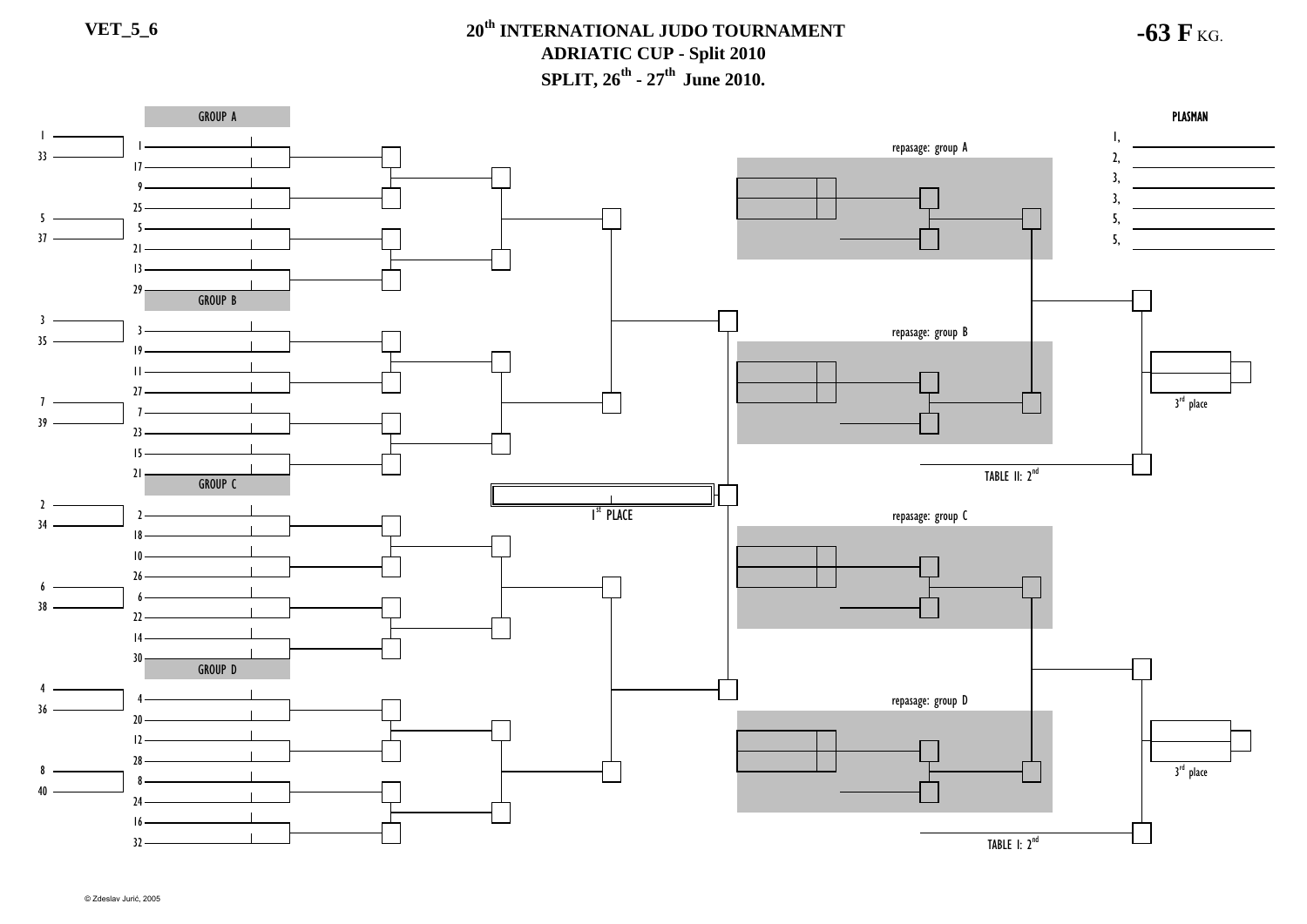VET_5_6

# 20th INTERNATIONAL JUDO TOURNAMENT
## ADRIATIC CUP - Split 2010
## SPLIT, 26th - 27th June 2010.

**-63 F** KG.

GROUP A

1, 33, 5, 37

1, 17, 9, 25, 5, 21, 13, 29

GROUP B

3, 35, 7, 39

3, 19, 11, 27, 7, 23, 15, 21

GROUP C

2, 34, 6, 38

2, 18, 10, 26, 6, 22, 14, 30

GROUP D

4, 36, 8, 40

4, 20, 12, 28, 8, 24, 16, 32

1st PLACE

repasage: group A

repasage: group B

repasage: group C

repasage: group D

TABLE II: 2nd

TABLE I: 2nd

3rd place

3rd place

PLASMAN

1,
2,
3,
3,
5,
5,

© Zdeslav Jurić, 2005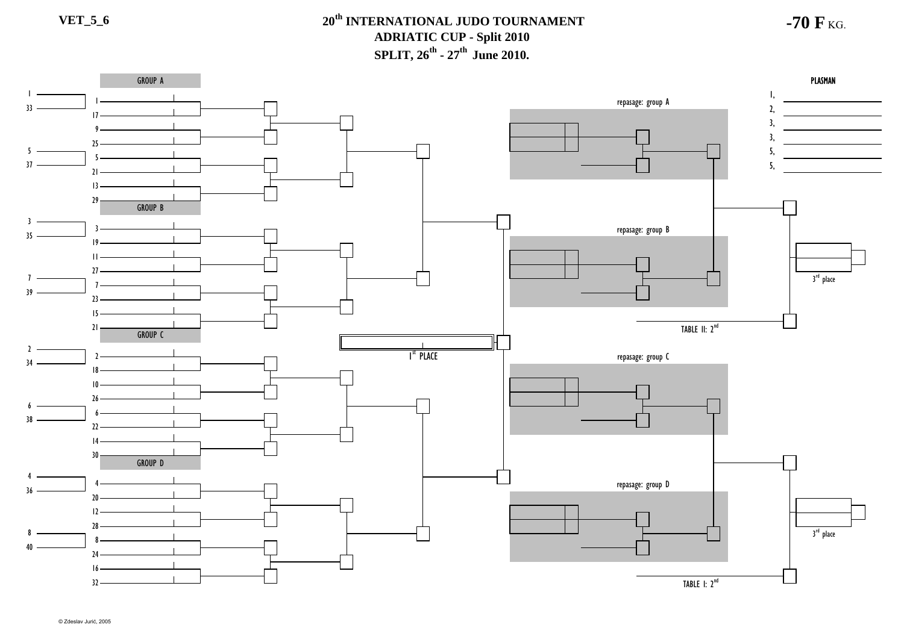VET_5_6

# 20th INTERNATIONAL JUDO TOURNAMENT
## ADRIATIC CUP - Split 2010
## SPLIT, 26th - 27th June 2010.

**-70 F** KG.

GROUP A

1, 33, 5, 37

1, 17, 9, 25, 5, 21, 13, 29

GROUP B

3, 35, 7, 39

3, 19, 11, 27, 7, 23, 15, 21

GROUP C

2, 34, 6, 38

2, 18, 10, 26, 6, 22, 14, 30

GROUP D

4, 36, 8, 40

4, 20, 12, 28, 8, 24, 16, 32

1st PLACE

repasage: group A

repasage: group B

repasage: group C

repasage: group D

TABLE II: 2nd

TABLE I: 2nd

3rd place

3rd place

PLASMAN

1,
2,
3,
3,
5,
5,

© Zdeslav Jurić, 2005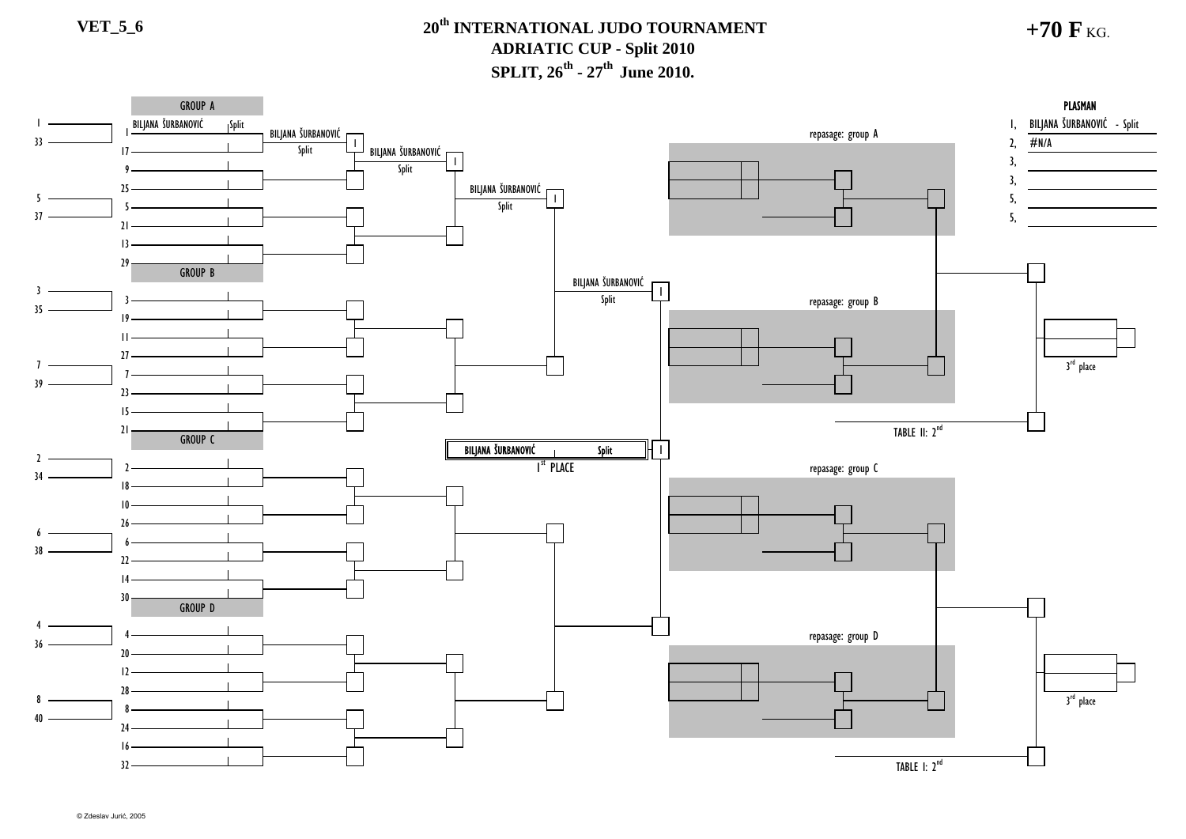VET_5_6

# 20th INTERNATIONAL JUDO TOURNAMENT
## ADRIATIC CUP - Split 2010
## SPLIT, 26th - 27th June 2010.

**+70 F** KG.

GROUP A

1 BILJANA ŠURBANOVIĆ Split

BILJANA ŠURBANOVIĆ Split 1

BILJANA ŠURBANOVIĆ Split 1

BILJANA ŠURBANOVIĆ Split 1

BILJANA ŠURBANOVIĆ Split 1

GROUP B

GROUP C

GROUP D

BILJANA ŠURBANOVIĆ Split 1

1st PLACE

repasage: group A

repasage: group B

repasage: group C

repasage: group D

3rd place

3rd place

TABLE II: 2nd

TABLE I: 2nd

**PLASMAN**

| | |
|---|---|
| 1, | BILJANA ŠURBANOVIĆ - Split |
| 2, | #N/A |
| 3, | |
| 3, | |
| 5, | |
| 5, | |

© Zdeslav Jurić, 2005